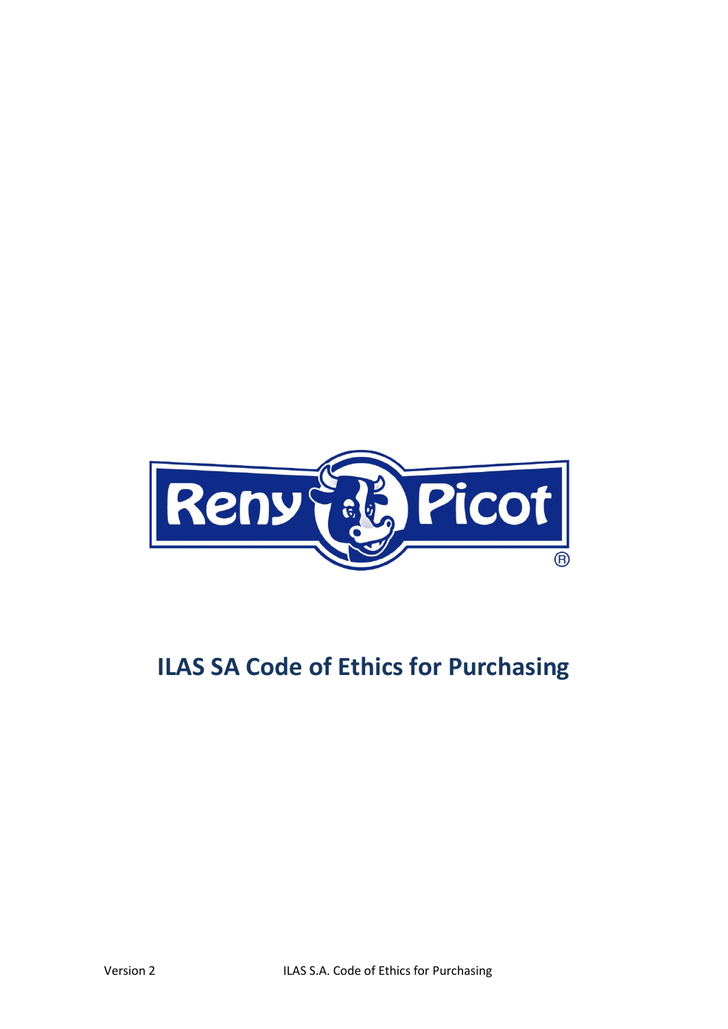# ILAS SA Code of Ethics for Purchasing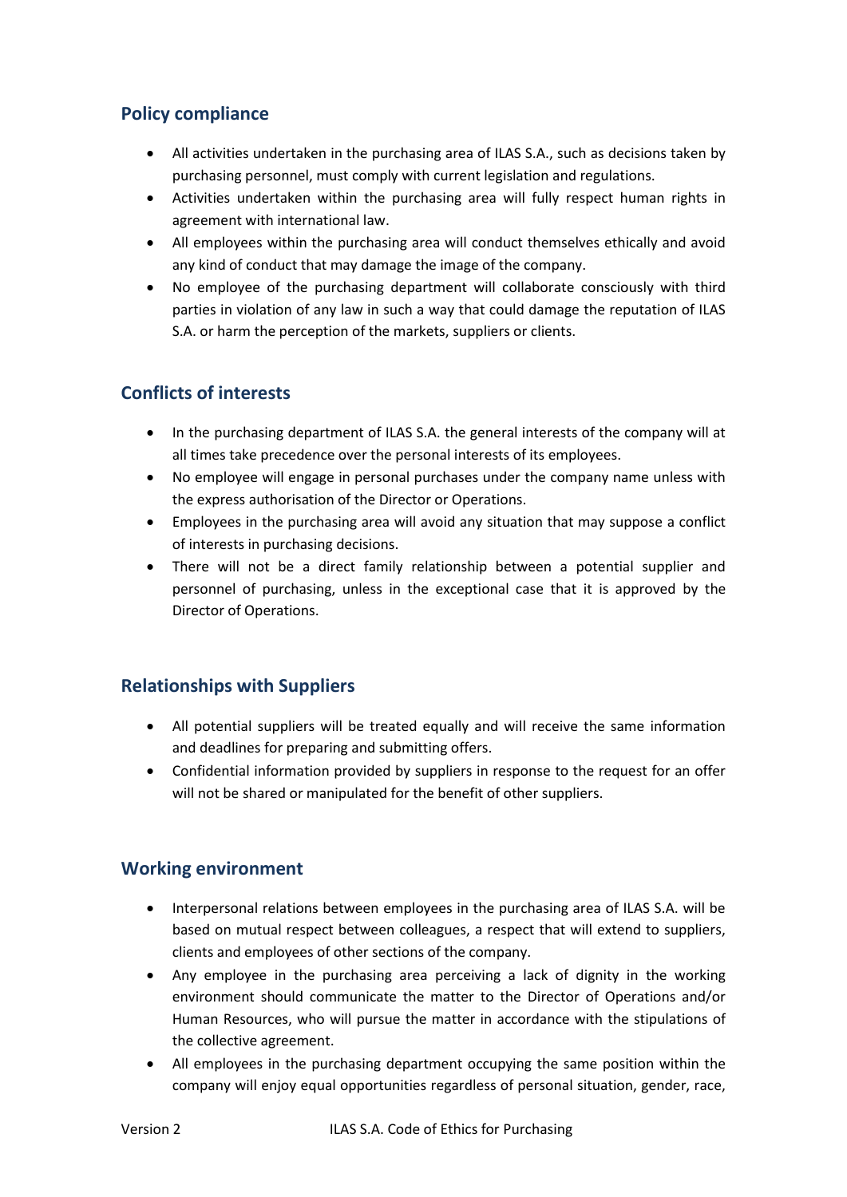## Policy compliance

- All activities undertaken in the purchasing area of ILAS S.A., such as decisions taken by purchasing personnel, must comply with current legislation and regulations.
- Activities undertaken within the purchasing area will fully respect human rights in agreement with international law.
- All employees within the purchasing area will conduct themselves ethically and avoid any kind of conduct that may damage the image of the company.
- No employee of the purchasing department will collaborate consciously with third parties in violation of any law in such a way that could damage the reputation of ILAS S.A. or harm the perception of the markets, suppliers or clients.

## Conflicts of interests

- In the purchasing department of ILAS S.A. the general interests of the company will at all times take precedence over the personal interests of its employees.
- No employee will engage in personal purchases under the company name unless with the express authorisation of the Director or Operations.
- Employees in the purchasing area will avoid any situation that may suppose a conflict of interests in purchasing decisions.
- There will not be a direct family relationship between a potential supplier and personnel of purchasing, unless in the exceptional case that it is approved by the Director of Operations.

## Relationships with Suppliers

- All potential suppliers will be treated equally and will receive the same information and deadlines for preparing and submitting offers.
- Confidential information provided by suppliers in response to the request for an offer will not be shared or manipulated for the benefit of other suppliers.

## Working environment

- Interpersonal relations between employees in the purchasing area of ILAS S.A. will be based on mutual respect between colleagues, a respect that will extend to suppliers, clients and employees of other sections of the company.
- Any employee in the purchasing area perceiving a lack of dignity in the working environment should communicate the matter to the Director of Operations and/or Human Resources, who will pursue the matter in accordance with the stipulations of the collective agreement.
- All employees in the purchasing department occupying the same position within the company will enjoy equal opportunities regardless of personal situation, gender, race,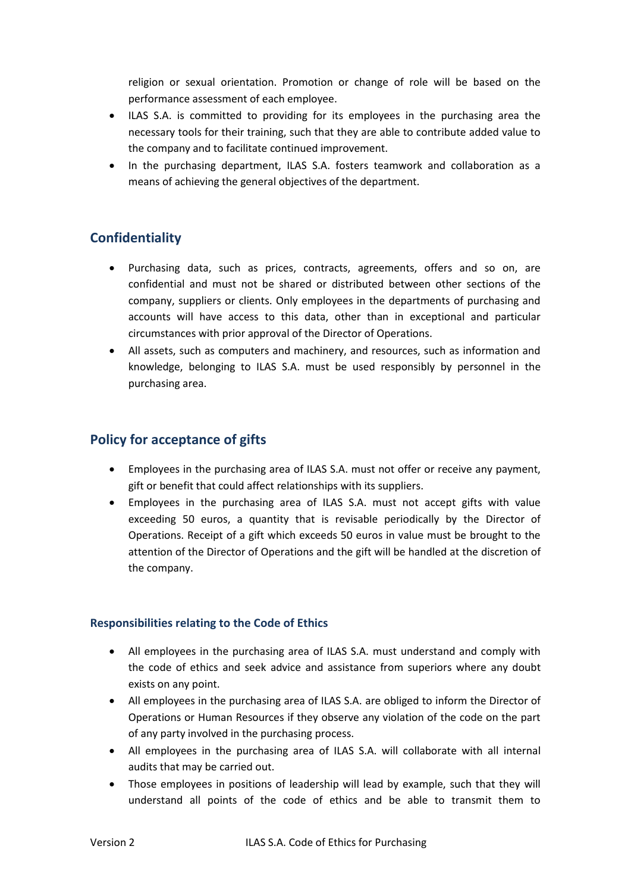religion or sexual orientation. Promotion or change of role will be based on the performance assessment of each employee.

- ILAS S.A. is committed to providing for its employees in the purchasing area the necessary tools for their training, such that they are able to contribute added value to the company and to facilitate continued improvement.
- In the purchasing department, ILAS S.A. fosters teamwork and collaboration as a means of achieving the general objectives of the department.

## Confidentiality

- Purchasing data, such as prices, contracts, agreements, offers and so on, are confidential and must not be shared or distributed between other sections of the company, suppliers or clients. Only employees in the departments of purchasing and accounts will have access to this data, other than in exceptional and particular circumstances with prior approval of the Director of Operations.
- All assets, such as computers and machinery, and resources, such as information and knowledge, belonging to ILAS S.A. must be used responsibly by personnel in the purchasing area.

## Policy for acceptance of gifts

- Employees in the purchasing area of ILAS S.A. must not offer or receive any payment, gift or benefit that could affect relationships with its suppliers.
- Employees in the purchasing area of ILAS S.A. must not accept gifts with value exceeding 50 euros, a quantity that is revisable periodically by the Director of Operations. Receipt of a gift which exceeds 50 euros in value must be brought to the attention of the Director of Operations and the gift will be handled at the discretion of the company.

### Responsibilities relating to the Code of Ethics

- All employees in the purchasing area of ILAS S.A. must understand and comply with the code of ethics and seek advice and assistance from superiors where any doubt exists on any point.
- All employees in the purchasing area of ILAS S.A. are obliged to inform the Director of Operations or Human Resources if they observe any violation of the code on the part of any party involved in the purchasing process.
- All employees in the purchasing area of ILAS S.A. will collaborate with all internal audits that may be carried out.
- Those employees in positions of leadership will lead by example, such that they will understand all points of the code of ethics and be able to transmit them to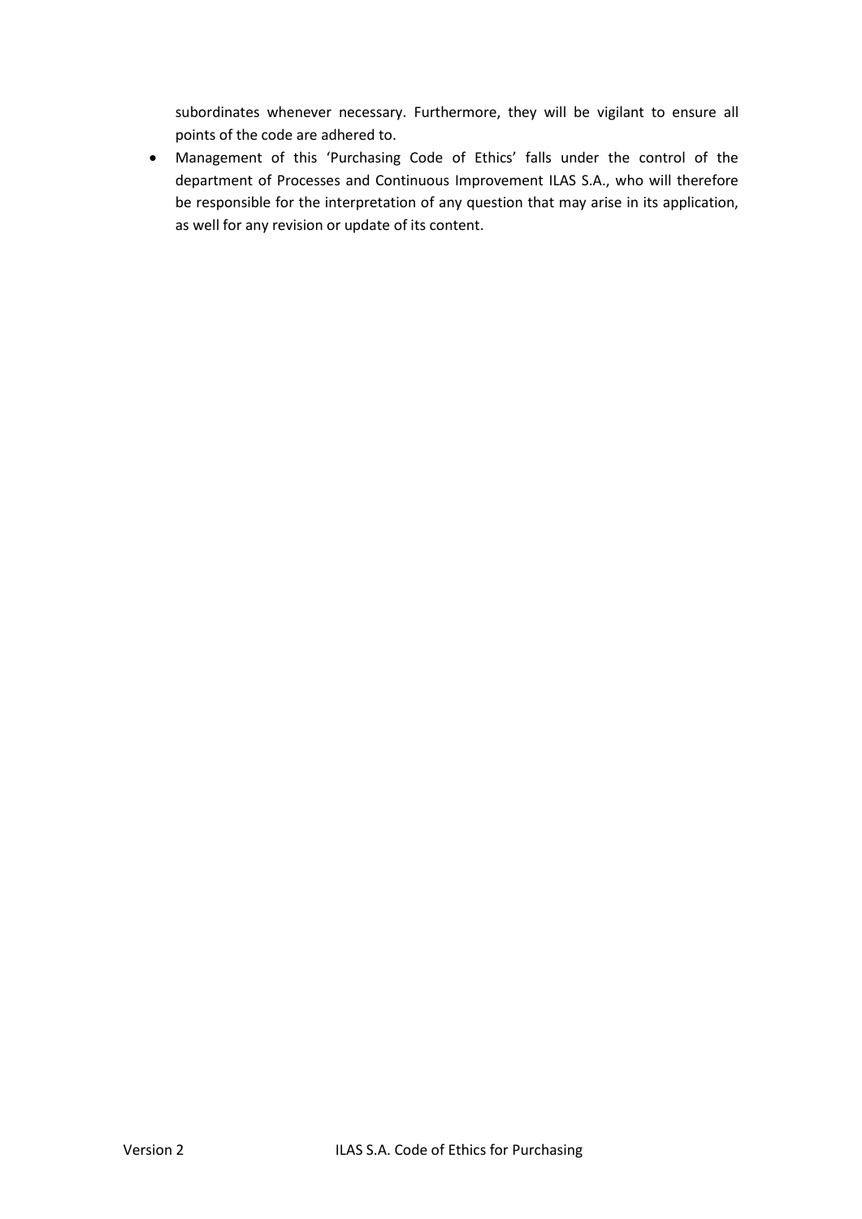subordinates whenever necessary. Furthermore, they will be vigilant to ensure all points of the code are adhered to.

- Management of this 'Purchasing Code of Ethics' falls under the control of the department of Processes and Continuous Improvement ILAS S.A., who will therefore be responsible for the interpretation of any question that may arise in its application, as well for any revision or update of its content.